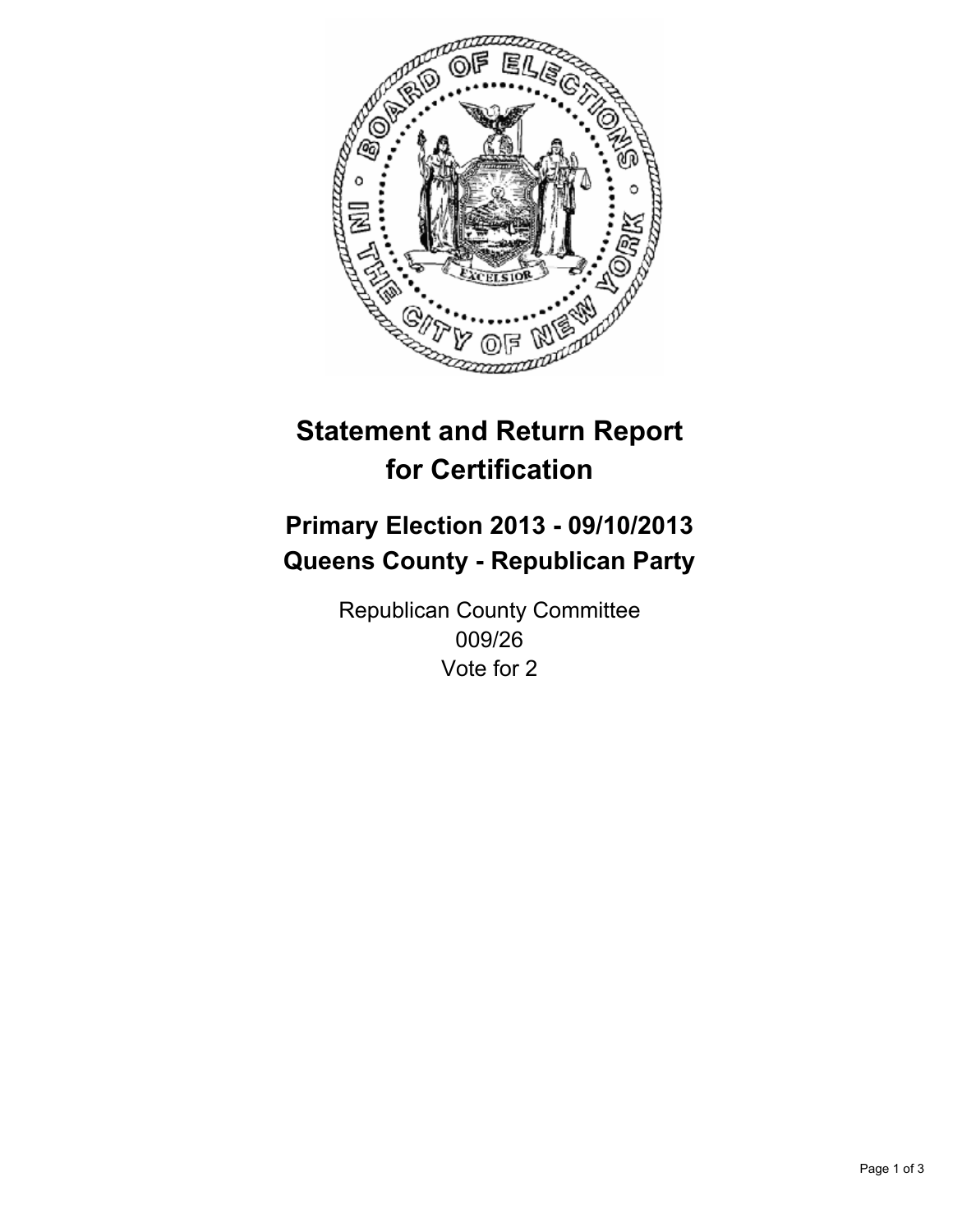# Statement and Return Report for Certification

## Primary Election 2013 - 09/10/2013
## Queens County - Republican Party

Republican County Committee
009/26
Vote for 2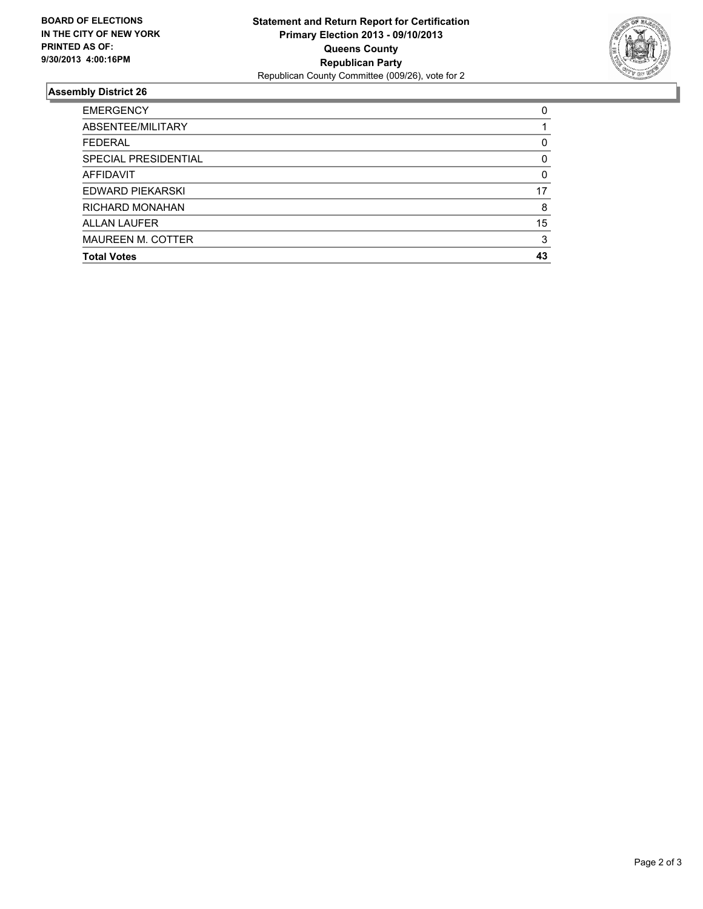**BOARD OF ELECTIONS IN THE CITY OF NEW YORK PRINTED AS OF: 9/30/2013 4:00:16PM**

**Statement and Return Report for Certification**
**Primary Election 2013 - 09/10/2013**
**Queens County**
**Republican Party**
Republican County Committee (009/26), vote for 2

## Assembly District 26

| | |
|---|---|
| EMERGENCY | 0 |
| ABSENTEE/MILITARY | 1 |
| FEDERAL | 0 |
| SPECIAL PRESIDENTIAL | 0 |
| AFFIDAVIT | 0 |
| EDWARD PIEKARSKI | 17 |
| RICHARD MONAHAN | 8 |
| ALLAN LAUFER | 15 |
| MAUREEN M. COTTER | 3 |
| **Total Votes** | **43** |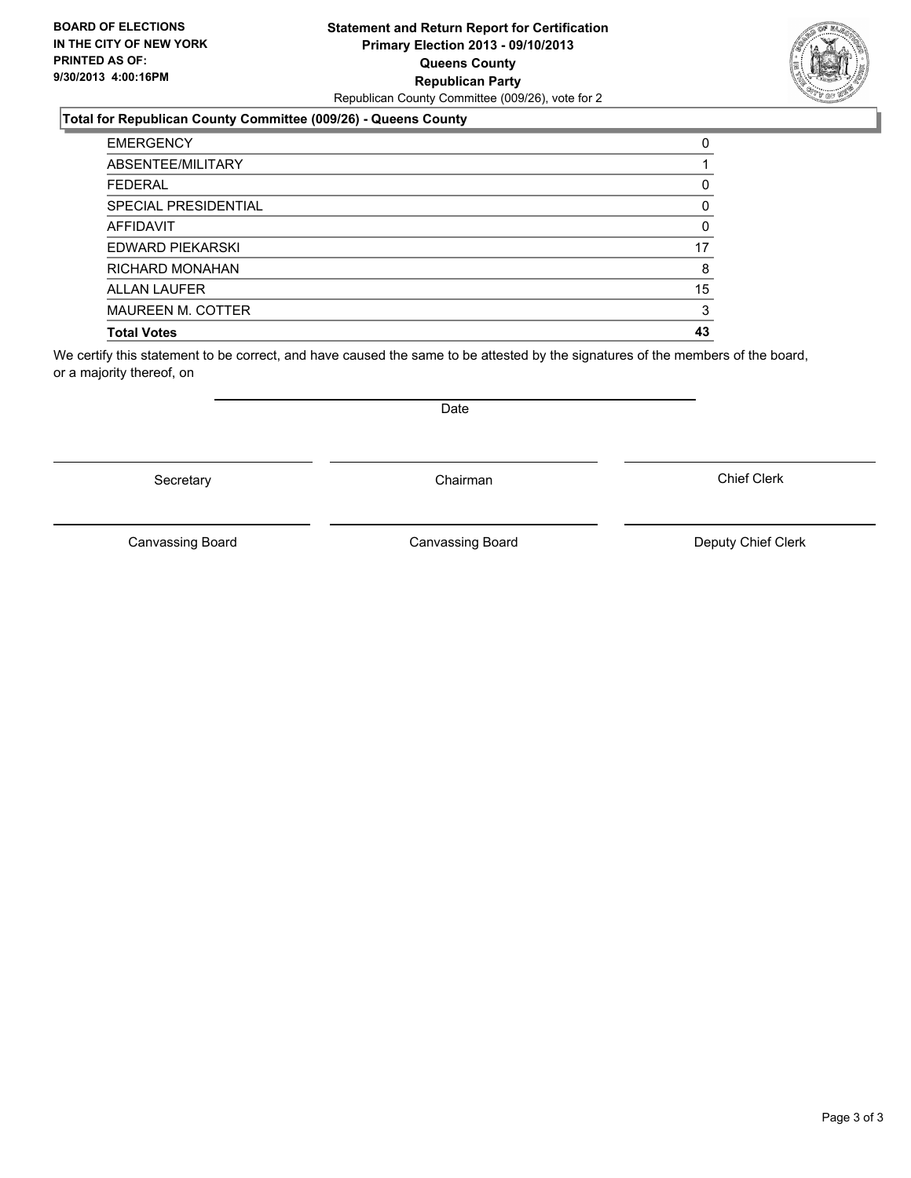**BOARD OF ELECTIONS IN THE CITY OF NEW YORK PRINTED AS OF: 9/30/2013 4:00:16PM**

**Statement and Return Report for Certification**
**Primary Election 2013 - 09/10/2013**
**Queens County**
**Republican Party**
Republican County Committee (009/26), vote for 2

**Total for Republican County Committee (009/26) - Queens County**

| | |
|---|---|
| EMERGENCY | 0 |
| ABSENTEE/MILITARY | 1 |
| FEDERAL | 0 |
| SPECIAL PRESIDENTIAL | 0 |
| AFFIDAVIT | 0 |
| EDWARD PIEKARSKI | 17 |
| RICHARD MONAHAN | 8 |
| ALLAN LAUFER | 15 |
| MAUREEN M. COTTER | 3 |
| **Total Votes** | **43** |

We certify this statement to be correct, and have caused the same to be attested by the signatures of the members of the board, or a majority thereof, on

Date

Secretary

Chairman

Chief Clerk

Canvassing Board

Canvassing Board

Deputy Chief Clerk